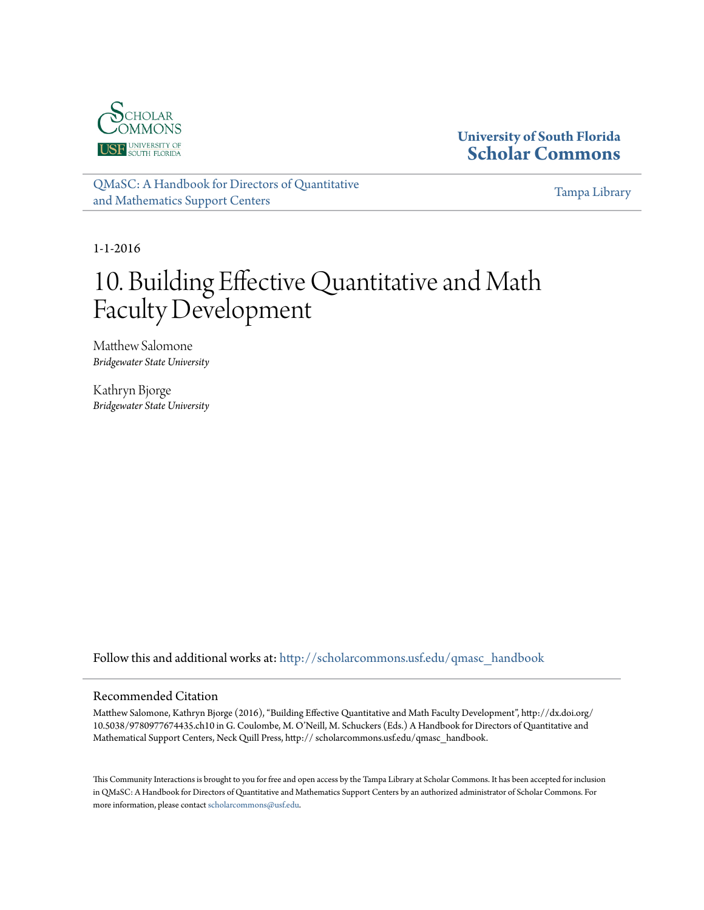University of South Florida
**Scholar Commons**

[QMaSC: A Handbook for Directors of Quantitative and Mathematics Support Centers](http://scholarcommons.usf.edu/qmasc_handbook) — Tampa Library

1-1-2016

# 10. Building Effective Quantitative and Math Faculty Development

Matthew Salomone
*Bridgewater State University*

Kathryn Bjorge
*Bridgewater State University*

Follow this and additional works at: http://scholarcommons.usf.edu/qmasc_handbook

## Recommended Citation

Matthew Salomone, Kathryn Bjorge (2016), "Building Effective Quantitative and Math Faculty Development", http://dx.doi.org/10.5038/9780977674435.ch10 in G. Coulombe, M. O'Neill, M. Schuckers (Eds.) A Handbook for Directors of Quantitative and Mathematical Support Centers, Neck Quill Press, http:// scholarcommons.usf.edu/qmasc_handbook.

This Community Interactions is brought to you for free and open access by the Tampa Library at Scholar Commons. It has been accepted for inclusion in QMaSC: A Handbook for Directors of Quantitative and Mathematics Support Centers by an authorized administrator of Scholar Commons. For more information, please contact scholarcommons@usf.edu.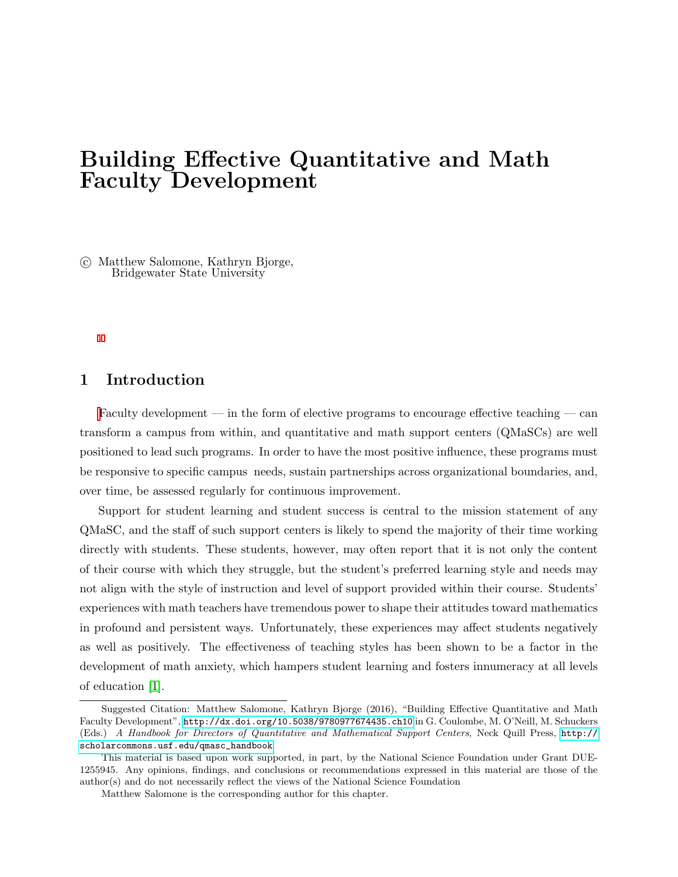# Building Effective Quantitative and Math Faculty Development

© Matthew Salomone, Kathryn Bjorge, Bridgewater State University

## 1 Introduction

Faculty development — in the form of elective programs to encourage effective teaching — can transform a campus from within, and quantitative and math support centers (QMaSCs) are well positioned to lead such programs. In order to have the most positive influence, these programs must be responsive to specific campus needs, sustain partnerships across organizational boundaries, and, over time, be assessed regularly for continuous improvement.

Support for student learning and student success is central to the mission statement of any QMaSC, and the staff of such support centers is likely to spend the majority of their time working directly with students. These students, however, may often report that it is not only the content of their course with which they struggle, but the student's preferred learning style and needs may not align with the style of instruction and level of support provided within their course. Students' experiences with math teachers have tremendous power to shape their attitudes toward mathematics in profound and persistent ways. Unfortunately, these experiences may affect students negatively as well as positively. The effectiveness of teaching styles has been shown to be a factor in the development of math anxiety, which hampers student learning and fosters innumeracy at all levels of education [1].

---

Suggested Citation: Matthew Salomone, Kathryn Bjorge (2016), "Building Effective Quantitative and Math Faculty Development", http://dx.doi.org/10.5038/9780977674435.ch10 in G. Coulombe, M. O'Neill, M. Schuckers (Eds.) *A Handbook for Directors of Quantitative and Mathematical Support Centers*, Neck Quill Press, http://scholarcommons.usf.edu/qmasc_handbook

This material is based upon work supported, in part, by the National Science Foundation under Grant DUE-1255945. Any opinions, findings, and conclusions or recommendations expressed in this material are those of the author(s) and do not necessarily reflect the views of the National Science Foundation

Matthew Salomone is the corresponding author for this chapter.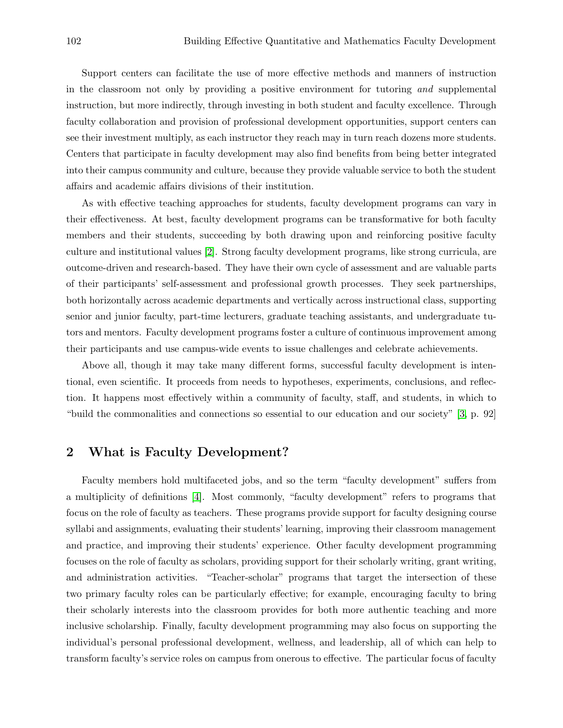Support centers can facilitate the use of more effective methods and manners of instruction in the classroom not only by providing a positive environment for tutoring *and* supplemental instruction, but more indirectly, through investing in both student and faculty excellence. Through faculty collaboration and provision of professional development opportunities, support centers can see their investment multiply, as each instructor they reach may in turn reach dozens more students. Centers that participate in faculty development may also find benefits from being better integrated into their campus community and culture, because they provide valuable service to both the student affairs and academic affairs divisions of their institution.

As with effective teaching approaches for students, faculty development programs can vary in their effectiveness. At best, faculty development programs can be transformative for both faculty members and their students, succeeding by both drawing upon and reinforcing positive faculty culture and institutional values [2]. Strong faculty development programs, like strong curricula, are outcome-driven and research-based. They have their own cycle of assessment and are valuable parts of their participants' self-assessment and professional growth processes. They seek partnerships, both horizontally across academic departments and vertically across instructional class, supporting senior and junior faculty, part-time lecturers, graduate teaching assistants, and undergraduate tutors and mentors. Faculty development programs foster a culture of continuous improvement among their participants and use campus-wide events to issue challenges and celebrate achievements.

Above all, though it may take many different forms, successful faculty development is intentional, even scientific. It proceeds from needs to hypotheses, experiments, conclusions, and reflection. It happens most effectively within a community of faculty, staff, and students, in which to "build the commonalities and connections so essential to our education and our society" [3, p. 92]

## 2 What is Faculty Development?

Faculty members hold multifaceted jobs, and so the term "faculty development" suffers from a multiplicity of definitions [4]. Most commonly, "faculty development" refers to programs that focus on the role of faculty as teachers. These programs provide support for faculty designing course syllabi and assignments, evaluating their students' learning, improving their classroom management and practice, and improving their students' experience. Other faculty development programming focuses on the role of faculty as scholars, providing support for their scholarly writing, grant writing, and administration activities. "Teacher-scholar" programs that target the intersection of these two primary faculty roles can be particularly effective; for example, encouraging faculty to bring their scholarly interests into the classroom provides for both more authentic teaching and more inclusive scholarship. Finally, faculty development programming may also focus on supporting the individual's personal professional development, wellness, and leadership, all of which can help to transform faculty's service roles on campus from onerous to effective. The particular focus of faculty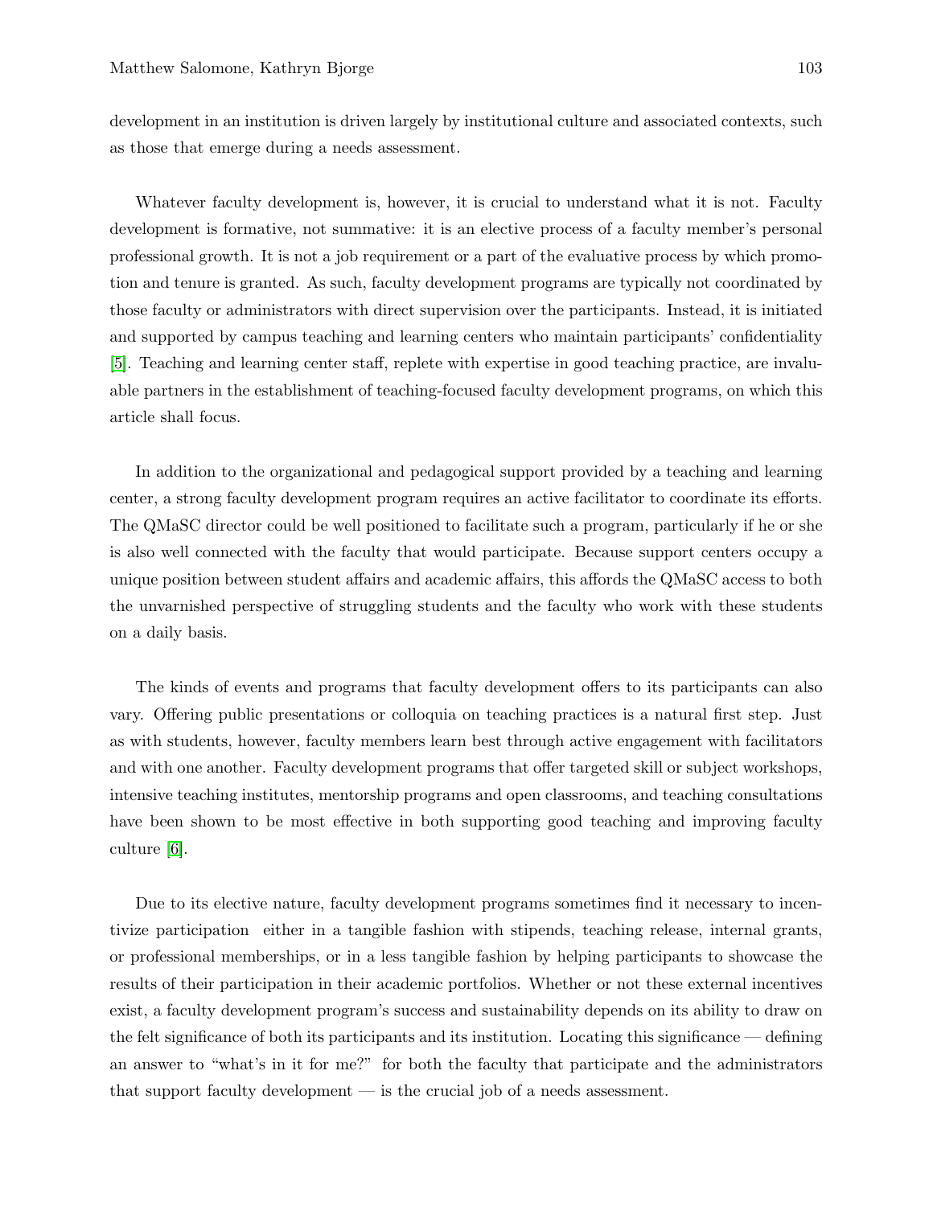development in an institution is driven largely by institutional culture and associated contexts, such as those that emerge during a needs assessment.

Whatever faculty development is, however, it is crucial to understand what it is not. Faculty development is formative, not summative: it is an elective process of a faculty member's personal professional growth. It is not a job requirement or a part of the evaluative process by which promotion and tenure is granted. As such, faculty development programs are typically not coordinated by those faculty or administrators with direct supervision over the participants. Instead, it is initiated and supported by campus teaching and learning centers who maintain participants' confidentiality [5]. Teaching and learning center staff, replete with expertise in good teaching practice, are invaluable partners in the establishment of teaching-focused faculty development programs, on which this article shall focus.

In addition to the organizational and pedagogical support provided by a teaching and learning center, a strong faculty development program requires an active facilitator to coordinate its efforts. The QMaSC director could be well positioned to facilitate such a program, particularly if he or she is also well connected with the faculty that would participate. Because support centers occupy a unique position between student affairs and academic affairs, this affords the QMaSC access to both the unvarnished perspective of struggling students and the faculty who work with these students on a daily basis.

The kinds of events and programs that faculty development offers to its participants can also vary. Offering public presentations or colloquia on teaching practices is a natural first step. Just as with students, however, faculty members learn best through active engagement with facilitators and with one another. Faculty development programs that offer targeted skill or subject workshops, intensive teaching institutes, mentorship programs and open classrooms, and teaching consultations have been shown to be most effective in both supporting good teaching and improving faculty culture [6].

Due to its elective nature, faculty development programs sometimes find it necessary to incentivize participation either in a tangible fashion with stipends, teaching release, internal grants, or professional memberships, or in a less tangible fashion by helping participants to showcase the results of their participation in their academic portfolios. Whether or not these external incentives exist, a faculty development program's success and sustainability depends on its ability to draw on the felt significance of both its participants and its institution. Locating this significance — defining an answer to "what's in it for me?" for both the faculty that participate and the administrators that support faculty development — is the crucial job of a needs assessment.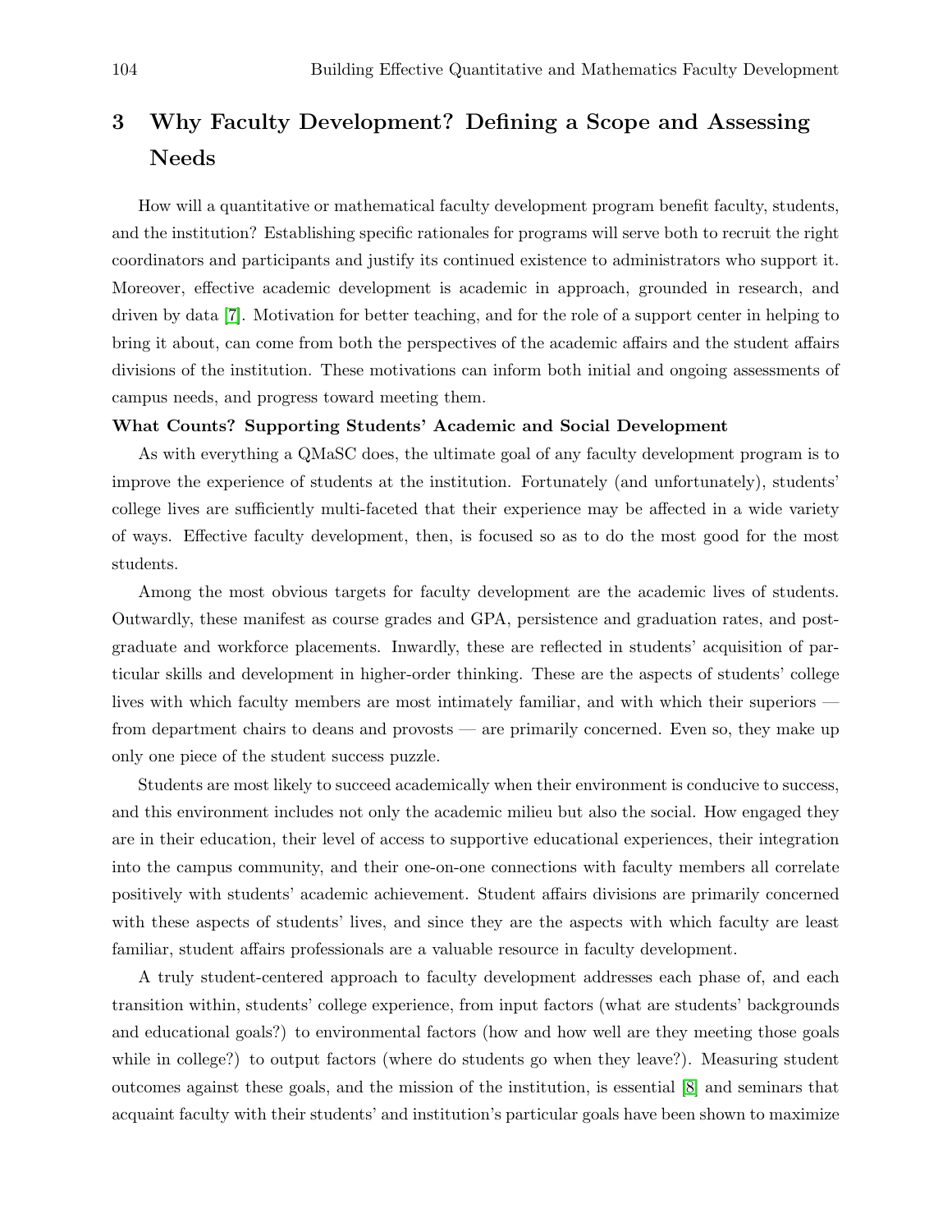# 3 Why Faculty Development? Defining a Scope and Assessing Needs

How will a quantitative or mathematical faculty development program benefit faculty, students, and the institution? Establishing specific rationales for programs will serve both to recruit the right coordinators and participants and justify its continued existence to administrators who support it. Moreover, effective academic development is academic in approach, grounded in research, and driven by data [7]. Motivation for better teaching, and for the role of a support center in helping to bring it about, can come from both the perspectives of the academic affairs and the student affairs divisions of the institution. These motivations can inform both initial and ongoing assessments of campus needs, and progress toward meeting them.

**What Counts? Supporting Students' Academic and Social Development**

As with everything a QMaSC does, the ultimate goal of any faculty development program is to improve the experience of students at the institution. Fortunately (and unfortunately), students' college lives are sufficiently multi-faceted that their experience may be affected in a wide variety of ways. Effective faculty development, then, is focused so as to do the most good for the most students.

Among the most obvious targets for faculty development are the academic lives of students. Outwardly, these manifest as course grades and GPA, persistence and graduation rates, and post-graduate and workforce placements. Inwardly, these are reflected in students' acquisition of particular skills and development in higher-order thinking. These are the aspects of students' college lives with which faculty members are most intimately familiar, and with which their superiors — from department chairs to deans and provosts — are primarily concerned. Even so, they make up only one piece of the student success puzzle.

Students are most likely to succeed academically when their environment is conducive to success, and this environment includes not only the academic milieu but also the social. How engaged they are in their education, their level of access to supportive educational experiences, their integration into the campus community, and their one-on-one connections with faculty members all correlate positively with students' academic achievement. Student affairs divisions are primarily concerned with these aspects of students' lives, and since they are the aspects with which faculty are least familiar, student affairs professionals are a valuable resource in faculty development.

A truly student-centered approach to faculty development addresses each phase of, and each transition within, students' college experience, from input factors (what are students' backgrounds and educational goals?) to environmental factors (how and how well are they meeting those goals while in college?) to output factors (where do students go when they leave?). Measuring student outcomes against these goals, and the mission of the institution, is essential [8] and seminars that acquaint faculty with their students' and institution's particular goals have been shown to maximize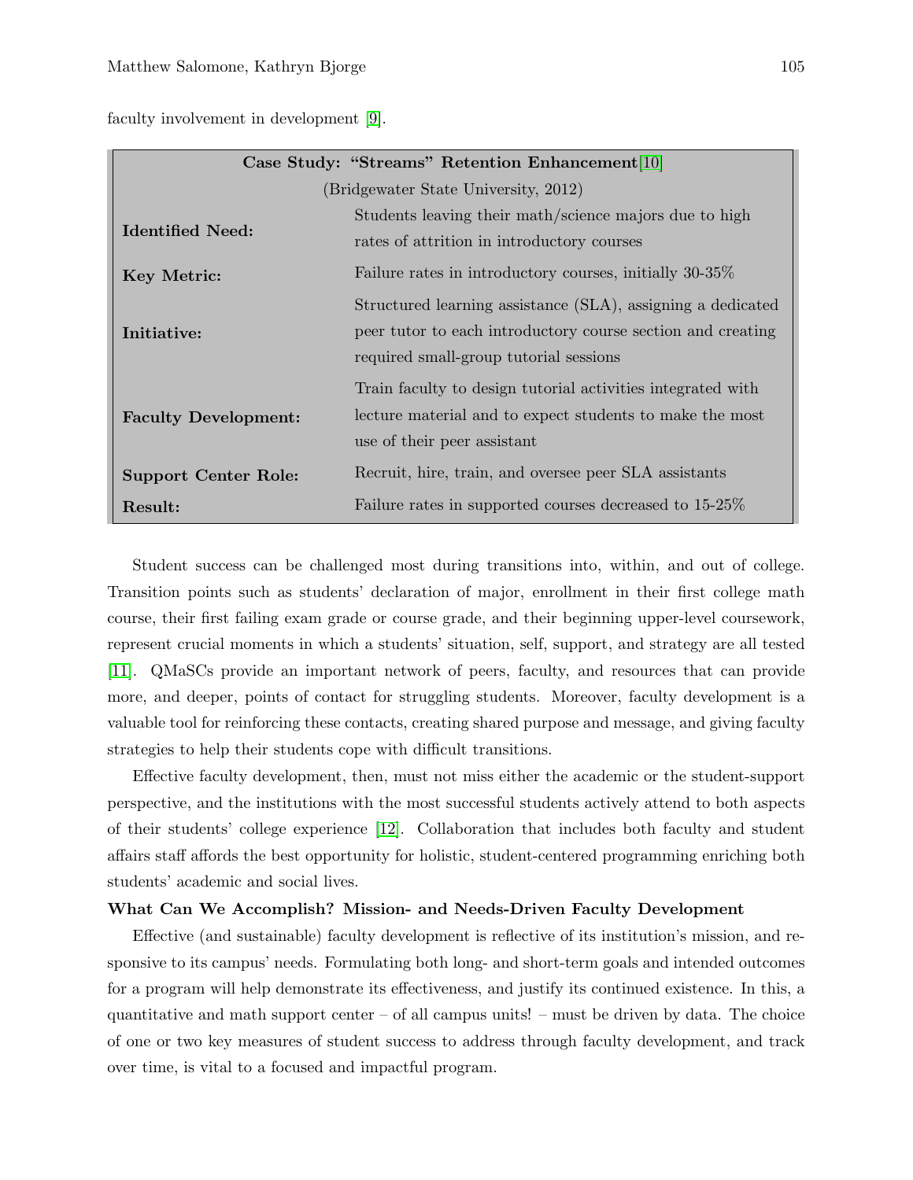faculty involvement in development [9].

| Case Study: "Streams" Retention Enhancement[10] | |
|---|---|
| (Bridgewater State University, 2012) | |
| **Identified Need:** | Students leaving their math/science majors due to high rates of attrition in introductory courses |
| **Key Metric:** | Failure rates in introductory courses, initially 30-35% |
| **Initiative:** | Structured learning assistance (SLA), assigning a dedicated peer tutor to each introductory course section and creating required small-group tutorial sessions |
| **Faculty Development:** | Train faculty to design tutorial activities integrated with lecture material and to expect students to make the most use of their peer assistant |
| **Support Center Role:** | Recruit, hire, train, and oversee peer SLA assistants |
| **Result:** | Failure rates in supported courses decreased to 15-25% |

Student success can be challenged most during transitions into, within, and out of college. Transition points such as students' declaration of major, enrollment in their first college math course, their first failing exam grade or course grade, and their beginning upper-level coursework, represent crucial moments in which a students' situation, self, support, and strategy are all tested [11]. QMaSCs provide an important network of peers, faculty, and resources that can provide more, and deeper, points of contact for struggling students. Moreover, faculty development is a valuable tool for reinforcing these contacts, creating shared purpose and message, and giving faculty strategies to help their students cope with difficult transitions.

Effective faculty development, then, must not miss either the academic or the student-support perspective, and the institutions with the most successful students actively attend to both aspects of their students' college experience [12]. Collaboration that includes both faculty and student affairs staff affords the best opportunity for holistic, student-centered programming enriching both students' academic and social lives.

### What Can We Accomplish? Mission- and Needs-Driven Faculty Development

Effective (and sustainable) faculty development is reflective of its institution's mission, and responsive to its campus' needs. Formulating both long- and short-term goals and intended outcomes for a program will help demonstrate its effectiveness, and justify its continued existence. In this, a quantitative and math support center – of all campus units! – must be driven by data. The choice of one or two key measures of student success to address through faculty development, and track over time, is vital to a focused and impactful program.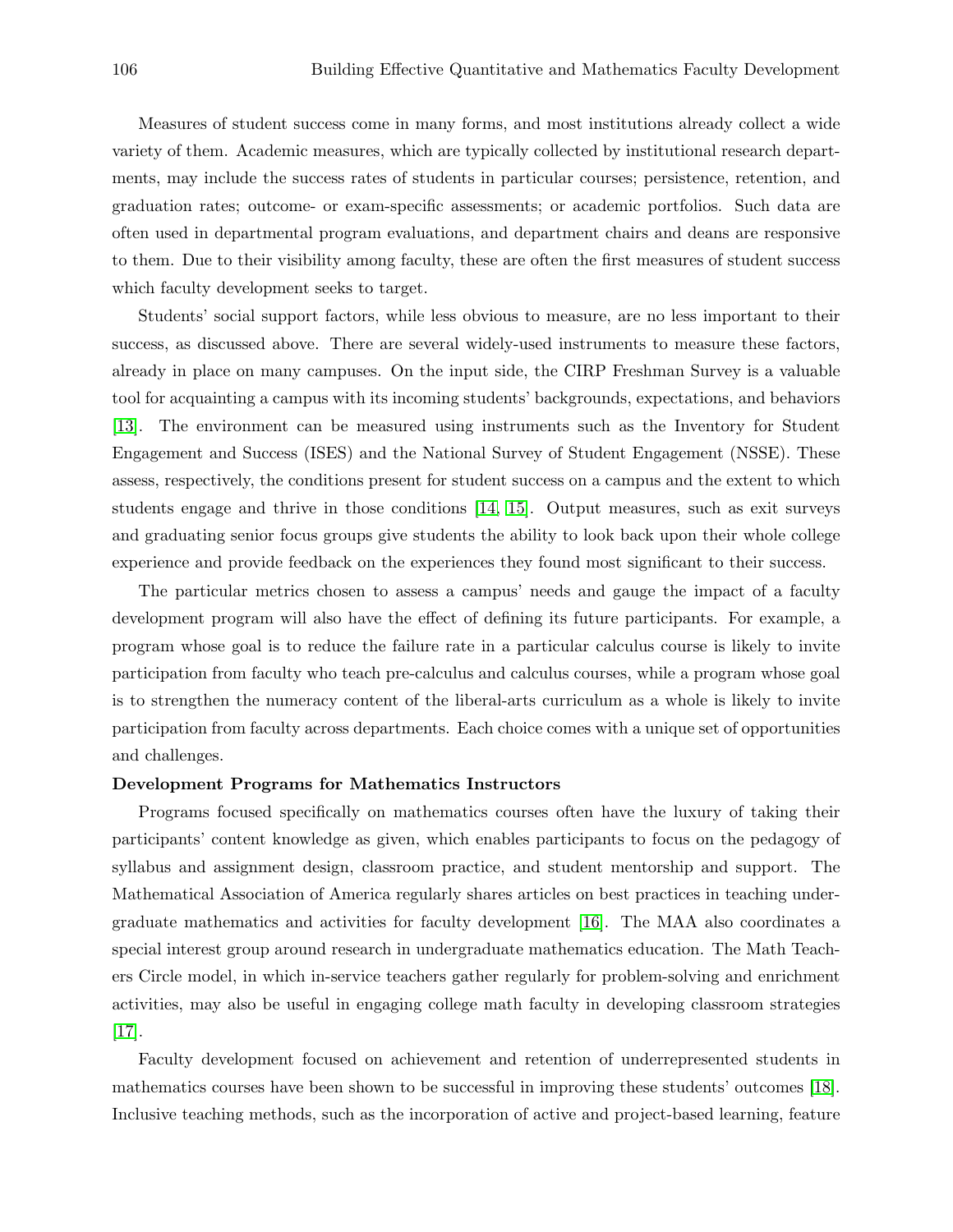Measures of student success come in many forms, and most institutions already collect a wide variety of them. Academic measures, which are typically collected by institutional research departments, may include the success rates of students in particular courses; persistence, retention, and graduation rates; outcome- or exam-specific assessments; or academic portfolios. Such data are often used in departmental program evaluations, and department chairs and deans are responsive to them. Due to their visibility among faculty, these are often the first measures of student success which faculty development seeks to target.

Students' social support factors, while less obvious to measure, are no less important to their success, as discussed above. There are several widely-used instruments to measure these factors, already in place on many campuses. On the input side, the CIRP Freshman Survey is a valuable tool for acquainting a campus with its incoming students' backgrounds, expectations, and behaviors [13]. The environment can be measured using instruments such as the Inventory for Student Engagement and Success (ISES) and the National Survey of Student Engagement (NSSE). These assess, respectively, the conditions present for student success on a campus and the extent to which students engage and thrive in those conditions [14, 15]. Output measures, such as exit surveys and graduating senior focus groups give students the ability to look back upon their whole college experience and provide feedback on the experiences they found most significant to their success.

The particular metrics chosen to assess a campus' needs and gauge the impact of a faculty development program will also have the effect of defining its future participants. For example, a program whose goal is to reduce the failure rate in a particular calculus course is likely to invite participation from faculty who teach pre-calculus and calculus courses, while a program whose goal is to strengthen the numeracy content of the liberal-arts curriculum as a whole is likely to invite participation from faculty across departments. Each choice comes with a unique set of opportunities and challenges.

**Development Programs for Mathematics Instructors**

Programs focused specifically on mathematics courses often have the luxury of taking their participants' content knowledge as given, which enables participants to focus on the pedagogy of syllabus and assignment design, classroom practice, and student mentorship and support. The Mathematical Association of America regularly shares articles on best practices in teaching undergraduate mathematics and activities for faculty development [16]. The MAA also coordinates a special interest group around research in undergraduate mathematics education. The Math Teachers Circle model, in which in-service teachers gather regularly for problem-solving and enrichment activities, may also be useful in engaging college math faculty in developing classroom strategies [17].

Faculty development focused on achievement and retention of underrepresented students in mathematics courses have been shown to be successful in improving these students' outcomes [18]. Inclusive teaching methods, such as the incorporation of active and project-based learning, feature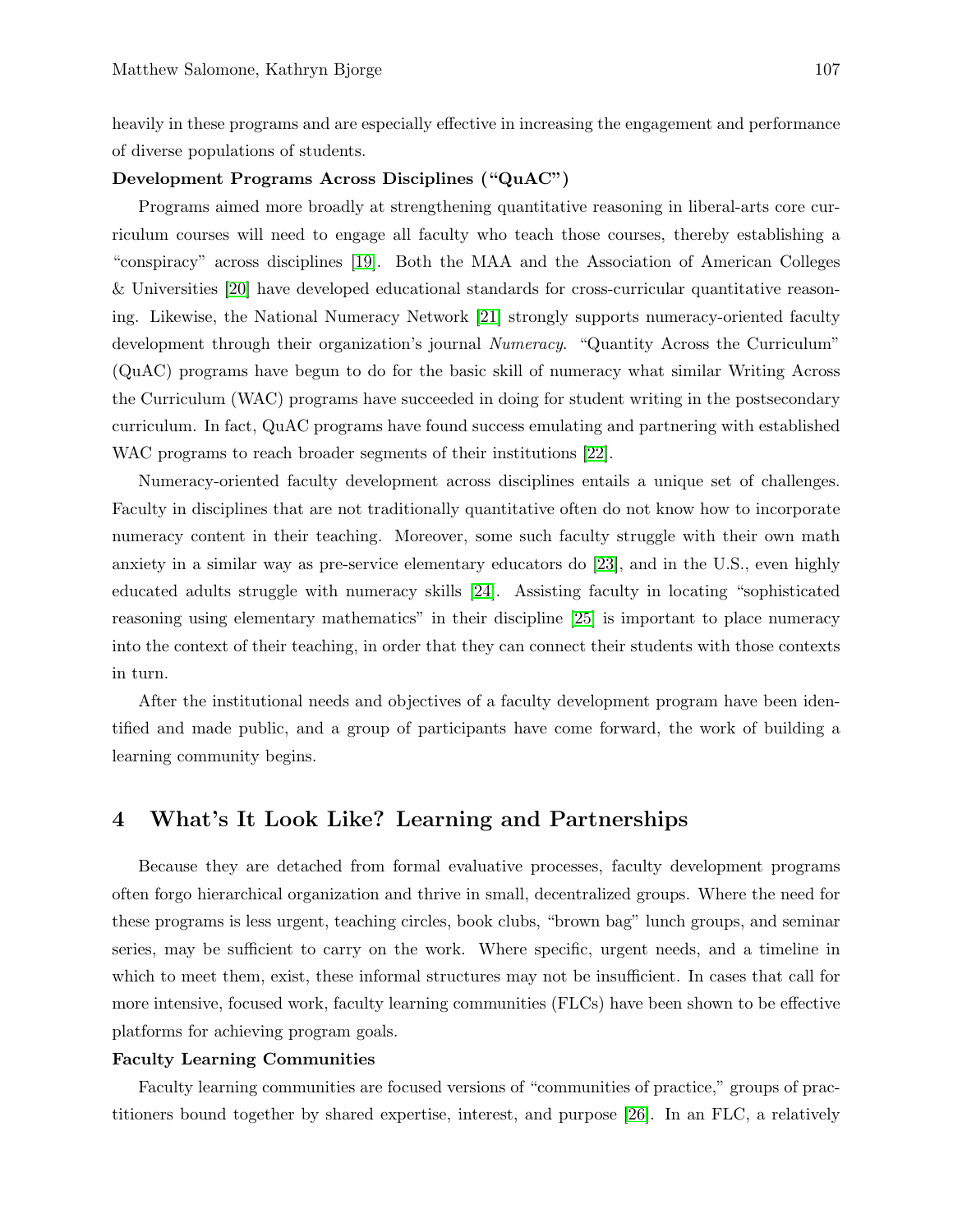heavily in these programs and are especially effective in increasing the engagement and performance of diverse populations of students.

**Development Programs Across Disciplines ("QuAC")**

Programs aimed more broadly at strengthening quantitative reasoning in liberal-arts core curriculum courses will need to engage all faculty who teach those courses, thereby establishing a "conspiracy" across disciplines [19]. Both the MAA and the Association of American Colleges & Universities [20] have developed educational standards for cross-curricular quantitative reasoning. Likewise, the National Numeracy Network [21] strongly supports numeracy-oriented faculty development through their organization's journal *Numeracy*. "Quantity Across the Curriculum" (QuAC) programs have begun to do for the basic skill of numeracy what similar Writing Across the Curriculum (WAC) programs have succeeded in doing for student writing in the postsecondary curriculum. In fact, QuAC programs have found success emulating and partnering with established WAC programs to reach broader segments of their institutions [22].

Numeracy-oriented faculty development across disciplines entails a unique set of challenges. Faculty in disciplines that are not traditionally quantitative often do not know how to incorporate numeracy content in their teaching. Moreover, some such faculty struggle with their own math anxiety in a similar way as pre-service elementary educators do [23], and in the U.S., even highly educated adults struggle with numeracy skills [24]. Assisting faculty in locating "sophisticated reasoning using elementary mathematics" in their discipline [25] is important to place numeracy into the context of their teaching, in order that they can connect their students with those contexts in turn.

After the institutional needs and objectives of a faculty development program have been identified and made public, and a group of participants have come forward, the work of building a learning community begins.

## 4 What's It Look Like? Learning and Partnerships

Because they are detached from formal evaluative processes, faculty development programs often forgo hierarchical organization and thrive in small, decentralized groups. Where the need for these programs is less urgent, teaching circles, book clubs, "brown bag" lunch groups, and seminar series, may be sufficient to carry on the work. Where specific, urgent needs, and a timeline in which to meet them, exist, these informal structures may not be insufficient. In cases that call for more intensive, focused work, faculty learning communities (FLCs) have been shown to be effective platforms for achieving program goals.

**Faculty Learning Communities**

Faculty learning communities are focused versions of "communities of practice," groups of practitioners bound together by shared expertise, interest, and purpose [26]. In an FLC, a relatively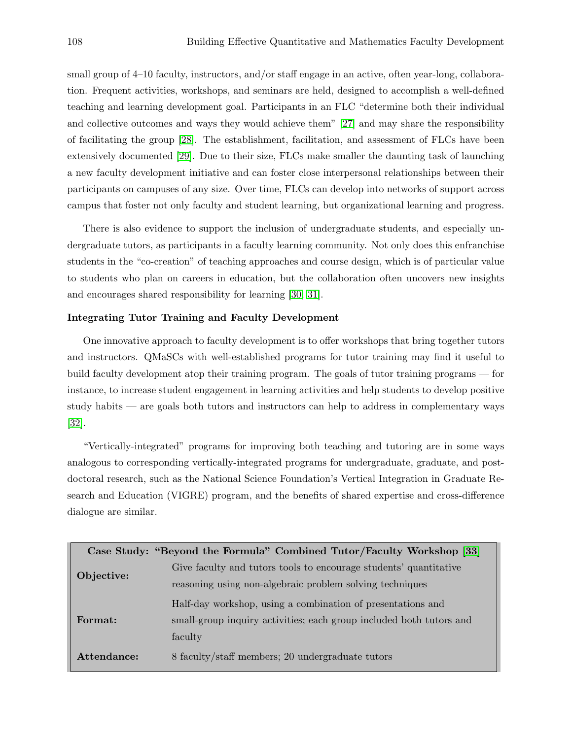small group of 4–10 faculty, instructors, and/or staff engage in an active, often year-long, collaboration. Frequent activities, workshops, and seminars are held, designed to accomplish a well-defined teaching and learning development goal. Participants in an FLC "determine both their individual and collective outcomes and ways they would achieve them" [27] and may share the responsibility of facilitating the group [28]. The establishment, facilitation, and assessment of FLCs have been extensively documented [29]. Due to their size, FLCs make smaller the daunting task of launching a new faculty development initiative and can foster close interpersonal relationships between their participants on campuses of any size. Over time, FLCs can develop into networks of support across campus that foster not only faculty and student learning, but organizational learning and progress.

There is also evidence to support the inclusion of undergraduate students, and especially undergraduate tutors, as participants in a faculty learning community. Not only does this enfranchise students in the "co-creation" of teaching approaches and course design, which is of particular value to students who plan on careers in education, but the collaboration often uncovers new insights and encourages shared responsibility for learning [30, 31].

**Integrating Tutor Training and Faculty Development**

One innovative approach to faculty development is to offer workshops that bring together tutors and instructors. QMaSCs with well-established programs for tutor training may find it useful to build faculty development atop their training program. The goals of tutor training programs — for instance, to increase student engagement in learning activities and help students to develop positive study habits — are goals both tutors and instructors can help to address in complementary ways [32].

"Vertically-integrated" programs for improving both teaching and tutoring are in some ways analogous to corresponding vertically-integrated programs for undergraduate, graduate, and postdoctoral research, such as the National Science Foundation's Vertical Integration in Graduate Research and Education (VIGRE) program, and the benefits of shared expertise and cross-difference dialogue are similar.

| Case Study: "Beyond the Formula" Combined Tutor/Faculty Workshop [33] | |
|---|---|
| **Objective:** | Give faculty and tutors tools to encourage students' quantitative reasoning using non-algebraic problem solving techniques |
| **Format:** | Half-day workshop, using a combination of presentations and small-group inquiry activities; each group included both tutors and faculty |
| **Attendance:** | 8 faculty/staff members; 20 undergraduate tutors |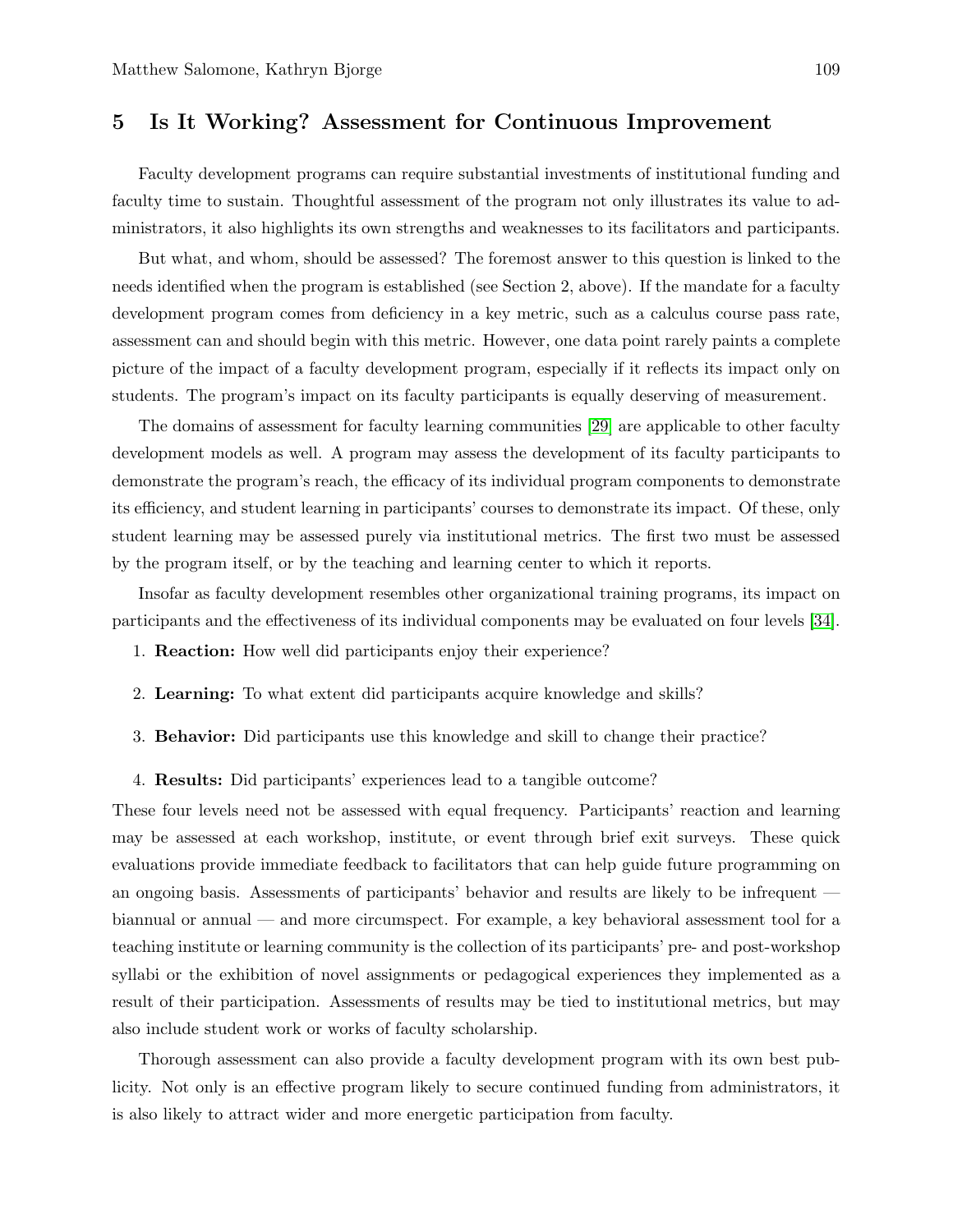## 5 Is It Working? Assessment for Continuous Improvement

Faculty development programs can require substantial investments of institutional funding and faculty time to sustain. Thoughtful assessment of the program not only illustrates its value to administrators, it also highlights its own strengths and weaknesses to its facilitators and participants.

But what, and whom, should be assessed? The foremost answer to this question is linked to the needs identified when the program is established (see Section 2, above). If the mandate for a faculty development program comes from deficiency in a key metric, such as a calculus course pass rate, assessment can and should begin with this metric. However, one data point rarely paints a complete picture of the impact of a faculty development program, especially if it reflects its impact only on students. The program's impact on its faculty participants is equally deserving of measurement.

The domains of assessment for faculty learning communities [29] are applicable to other faculty development models as well. A program may assess the development of its faculty participants to demonstrate the program's reach, the efficacy of its individual program components to demonstrate its efficiency, and student learning in participants' courses to demonstrate its impact. Of these, only student learning may be assessed purely via institutional metrics. The first two must be assessed by the program itself, or by the teaching and learning center to which it reports.

Insofar as faculty development resembles other organizational training programs, its impact on participants and the effectiveness of its individual components may be evaluated on four levels [34].

1. **Reaction:** How well did participants enjoy their experience?
2. **Learning:** To what extent did participants acquire knowledge and skills?
3. **Behavior:** Did participants use this knowledge and skill to change their practice?
4. **Results:** Did participants' experiences lead to a tangible outcome?

These four levels need not be assessed with equal frequency. Participants' reaction and learning may be assessed at each workshop, institute, or event through brief exit surveys. These quick evaluations provide immediate feedback to facilitators that can help guide future programming on an ongoing basis. Assessments of participants' behavior and results are likely to be infrequent — biannual or annual — and more circumspect. For example, a key behavioral assessment tool for a teaching institute or learning community is the collection of its participants' pre- and post-workshop syllabi or the exhibition of novel assignments or pedagogical experiences they implemented as a result of their participation. Assessments of results may be tied to institutional metrics, but may also include student work or works of faculty scholarship.

Thorough assessment can also provide a faculty development program with its own best publicity. Not only is an effective program likely to secure continued funding from administrators, it is also likely to attract wider and more energetic participation from faculty.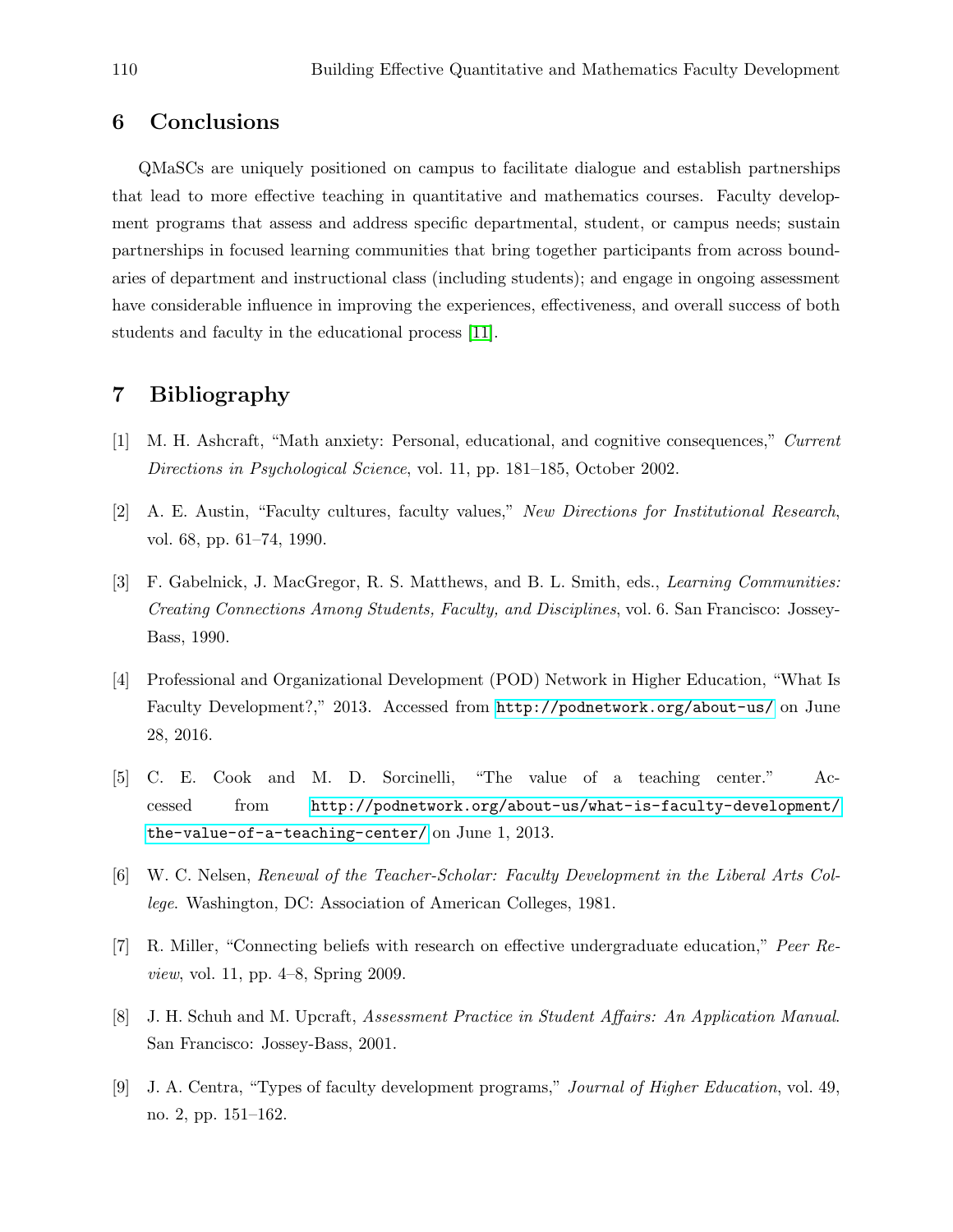## 6 Conclusions

QMaSCs are uniquely positioned on campus to facilitate dialogue and establish partnerships that lead to more effective teaching in quantitative and mathematics courses. Faculty development programs that assess and address specific departmental, student, or campus needs; sustain partnerships in focused learning communities that bring together participants from across boundaries of department and instructional class (including students); and engage in ongoing assessment have considerable influence in improving the experiences, effectiveness, and overall success of both students and faculty in the educational process [11].

## 7 Bibliography

[1] M. H. Ashcraft, "Math anxiety: Personal, educational, and cognitive consequences," *Current Directions in Psychological Science*, vol. 11, pp. 181–185, October 2002.

[2] A. E. Austin, "Faculty cultures, faculty values," *New Directions for Institutional Research*, vol. 68, pp. 61–74, 1990.

[3] F. Gabelnick, J. MacGregor, R. S. Matthews, and B. L. Smith, eds., *Learning Communities: Creating Connections Among Students, Faculty, and Disciplines*, vol. 6. San Francisco: Jossey-Bass, 1990.

[4] Professional and Organizational Development (POD) Network in Higher Education, "What Is Faculty Development?," 2013. Accessed from `http://podnetwork.org/about-us/` on June 28, 2016.

[5] C. E. Cook and M. D. Sorcinelli, "The value of a teaching center." Accessed from `http://podnetwork.org/about-us/what-is-faculty-development/the-value-of-a-teaching-center/` on June 1, 2013.

[6] W. C. Nelsen, *Renewal of the Teacher-Scholar: Faculty Development in the Liberal Arts College*. Washington, DC: Association of American Colleges, 1981.

[7] R. Miller, "Connecting beliefs with research on effective undergraduate education," *Peer Review*, vol. 11, pp. 4–8, Spring 2009.

[8] J. H. Schuh and M. Upcraft, *Assessment Practice in Student Affairs: An Application Manual*. San Francisco: Jossey-Bass, 2001.

[9] J. A. Centra, "Types of faculty development programs," *Journal of Higher Education*, vol. 49, no. 2, pp. 151–162.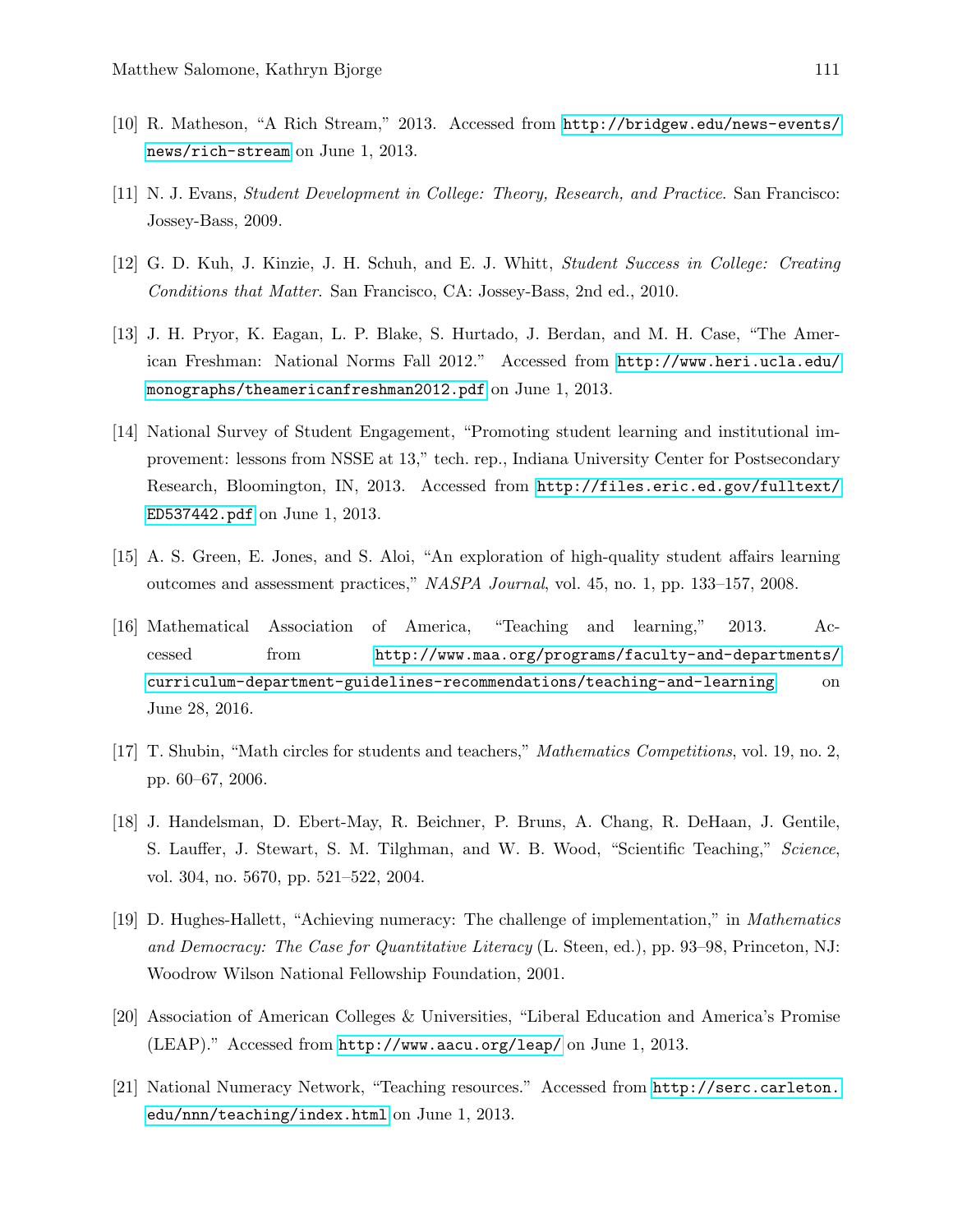[10] R. Matheson, "A Rich Stream," 2013. Accessed from http://bridgew.edu/news-events/news/rich-stream on June 1, 2013.

[11] N. J. Evans, *Student Development in College: Theory, Research, and Practice*. San Francisco: Jossey-Bass, 2009.

[12] G. D. Kuh, J. Kinzie, J. H. Schuh, and E. J. Whitt, *Student Success in College: Creating Conditions that Matter*. San Francisco, CA: Jossey-Bass, 2nd ed., 2010.

[13] J. H. Pryor, K. Eagan, L. P. Blake, S. Hurtado, J. Berdan, and M. H. Case, "The American Freshman: National Norms Fall 2012." Accessed from http://www.heri.ucla.edu/monographs/theamericanfreshman2012.pdf on June 1, 2013.

[14] National Survey of Student Engagement, "Promoting student learning and institutional improvement: lessons from NSSE at 13," tech. rep., Indiana University Center for Postsecondary Research, Bloomington, IN, 2013. Accessed from http://files.eric.ed.gov/fulltext/ED537442.pdf on June 1, 2013.

[15] A. S. Green, E. Jones, and S. Aloi, "An exploration of high-quality student affairs learning outcomes and assessment practices," *NASPA Journal*, vol. 45, no. 1, pp. 133–157, 2008.

[16] Mathematical Association of America, "Teaching and learning," 2013. Accessed from http://www.maa.org/programs/faculty-and-departments/curriculum-department-guidelines-recommendations/teaching-and-learning on June 28, 2016.

[17] T. Shubin, "Math circles for students and teachers," *Mathematics Competitions*, vol. 19, no. 2, pp. 60–67, 2006.

[18] J. Handelsman, D. Ebert-May, R. Beichner, P. Bruns, A. Chang, R. DeHaan, J. Gentile, S. Lauffer, J. Stewart, S. M. Tilghman, and W. B. Wood, "Scientific Teaching," *Science*, vol. 304, no. 5670, pp. 521–522, 2004.

[19] D. Hughes-Hallett, "Achieving numeracy: The challenge of implementation," in *Mathematics and Democracy: The Case for Quantitative Literacy* (L. Steen, ed.), pp. 93–98, Princeton, NJ: Woodrow Wilson National Fellowship Foundation, 2001.

[20] Association of American Colleges & Universities, "Liberal Education and America's Promise (LEAP)." Accessed from http://www.aacu.org/leap/ on June 1, 2013.

[21] National Numeracy Network, "Teaching resources." Accessed from http://serc.carleton.edu/nnn/teaching/index.html on June 1, 2013.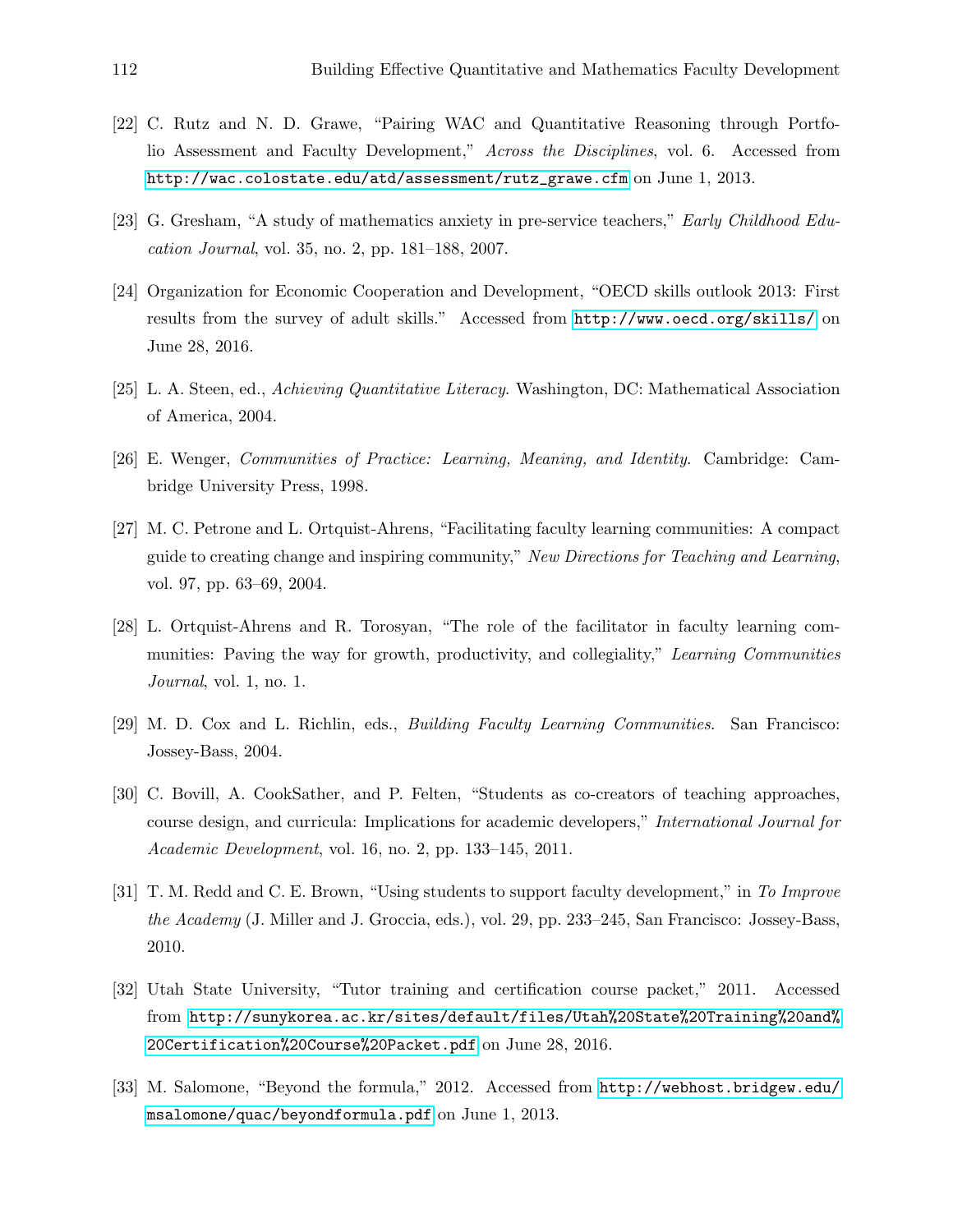[22] C. Rutz and N. D. Grawe, “Pairing WAC and Quantitative Reasoning through Portfolio Assessment and Faculty Development,” *Across the Disciplines*, vol. 6. Accessed from http://wac.colostate.edu/atd/assessment/rutz_grawe.cfm on June 1, 2013.

[23] G. Gresham, “A study of mathematics anxiety in pre-service teachers,” *Early Childhood Education Journal*, vol. 35, no. 2, pp. 181–188, 2007.

[24] Organization for Economic Cooperation and Development, “OECD skills outlook 2013: First results from the survey of adult skills.” Accessed from http://www.oecd.org/skills/ on June 28, 2016.

[25] L. A. Steen, ed., *Achieving Quantitative Literacy*. Washington, DC: Mathematical Association of America, 2004.

[26] E. Wenger, *Communities of Practice: Learning, Meaning, and Identity*. Cambridge: Cambridge University Press, 1998.

[27] M. C. Petrone and L. Ortquist-Ahrens, “Facilitating faculty learning communities: A compact guide to creating change and inspiring community,” *New Directions for Teaching and Learning*, vol. 97, pp. 63–69, 2004.

[28] L. Ortquist-Ahrens and R. Torosyan, “The role of the facilitator in faculty learning communities: Paving the way for growth, productivity, and collegiality,” *Learning Communities Journal*, vol. 1, no. 1.

[29] M. D. Cox and L. Richlin, eds., *Building Faculty Learning Communities*. San Francisco: Jossey-Bass, 2004.

[30] C. Bovill, A. CookSather, and P. Felten, “Students as co-creators of teaching approaches, course design, and curricula: Implications for academic developers,” *International Journal for Academic Development*, vol. 16, no. 2, pp. 133–145, 2011.

[31] T. M. Redd and C. E. Brown, “Using students to support faculty development,” in *To Improve the Academy* (J. Miller and J. Groccia, eds.), vol. 29, pp. 233–245, San Francisco: Jossey-Bass, 2010.

[32] Utah State University, “Tutor training and certification course packet,” 2011. Accessed from http://sunykorea.ac.kr/sites/default/files/Utah%20State%20Training%20and%20Certification%20Course%20Packet.pdf on June 28, 2016.

[33] M. Salomone, “Beyond the formula,” 2012. Accessed from http://webhost.bridgew.edu/msalomone/quac/beyondformula.pdf on June 1, 2013.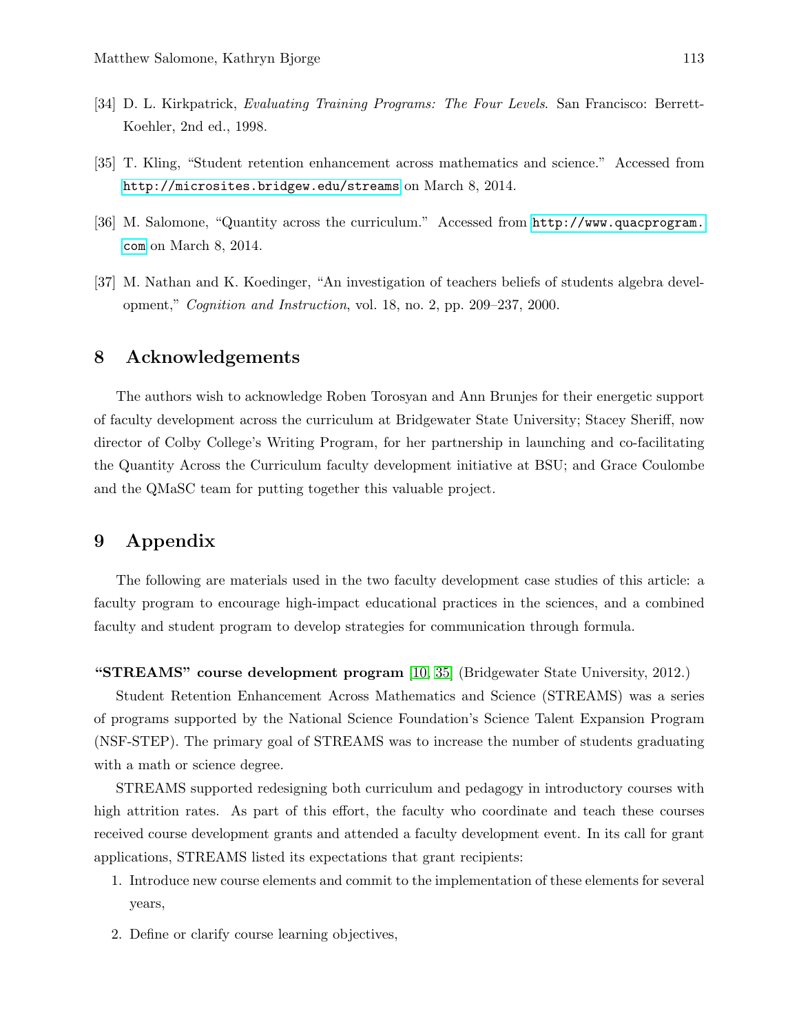[34] D. L. Kirkpatrick, *Evaluating Training Programs: The Four Levels*. San Francisco: Berrett-Koehler, 2nd ed., 1998.

[35] T. Kling, "Student retention enhancement across mathematics and science." Accessed from http://microsites.bridgew.edu/streams on March 8, 2014.

[36] M. Salomone, "Quantity across the curriculum." Accessed from http://www.quacprogram.com on March 8, 2014.

[37] M. Nathan and K. Koedinger, "An investigation of teachers beliefs of students algebra development," *Cognition and Instruction*, vol. 18, no. 2, pp. 209–237, 2000.

## 8 Acknowledgements

The authors wish to acknowledge Roben Torosyan and Ann Brunjes for their energetic support of faculty development across the curriculum at Bridgewater State University; Stacey Sheriff, now director of Colby College's Writing Program, for her partnership in launching and co-facilitating the Quantity Across the Curriculum faculty development initiative at BSU; and Grace Coulombe and the QMaSC team for putting together this valuable project.

## 9 Appendix

The following are materials used in the two faculty development case studies of this article: a faculty program to encourage high-impact educational practices in the sciences, and a combined faculty and student program to develop strategies for communication through formula.

**"STREAMS" course development program** [10, 35] (Bridgewater State University, 2012.)

Student Retention Enhancement Across Mathematics and Science (STREAMS) was a series of programs supported by the National Science Foundation's Science Talent Expansion Program (NSF-STEP). The primary goal of STREAMS was to increase the number of students graduating with a math or science degree.

STREAMS supported redesigning both curriculum and pedagogy in introductory courses with high attrition rates. As part of this effort, the faculty who coordinate and teach these courses received course development grants and attended a faculty development event. In its call for grant applications, STREAMS listed its expectations that grant recipients:

1. Introduce new course elements and commit to the implementation of these elements for several years,
2. Define or clarify course learning objectives,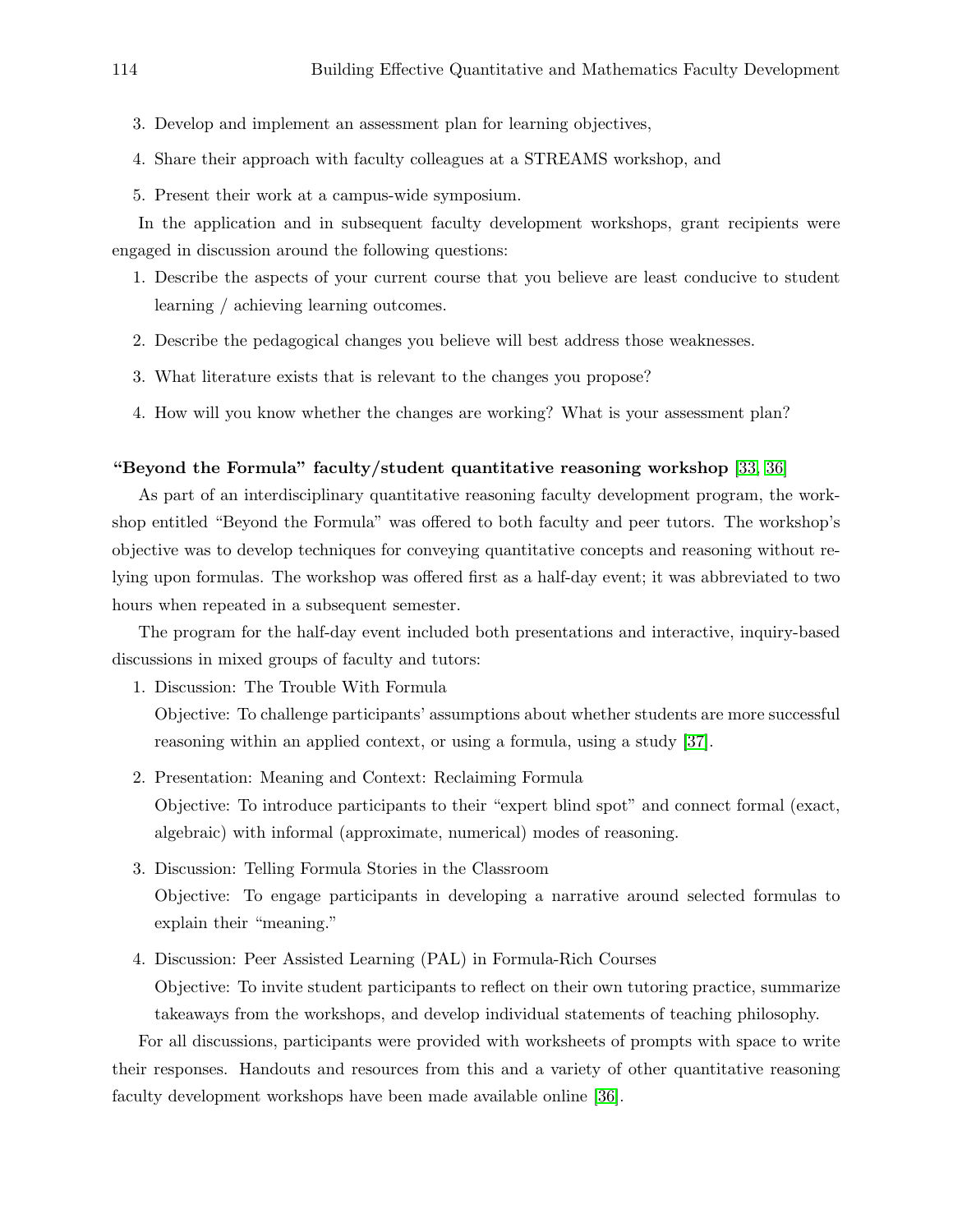3. Develop and implement an assessment plan for learning objectives,
4. Share their approach with faculty colleagues at a STREAMS workshop, and
5. Present their work at a campus-wide symposium.

In the application and in subsequent faculty development workshops, grant recipients were engaged in discussion around the following questions:

1. Describe the aspects of your current course that you believe are least conducive to student learning / achieving learning outcomes.
2. Describe the pedagogical changes you believe will best address those weaknesses.
3. What literature exists that is relevant to the changes you propose?
4. How will you know whether the changes are working? What is your assessment plan?

**"Beyond the Formula" faculty/student quantitative reasoning workshop** [33, 36]

As part of an interdisciplinary quantitative reasoning faculty development program, the workshop entitled "Beyond the Formula" was offered to both faculty and peer tutors. The workshop's objective was to develop techniques for conveying quantitative concepts and reasoning without relying upon formulas. The workshop was offered first as a half-day event; it was abbreviated to two hours when repeated in a subsequent semester.

The program for the half-day event included both presentations and interactive, inquiry-based discussions in mixed groups of faculty and tutors:

1. Discussion: The Trouble With Formula
   Objective: To challenge participants' assumptions about whether students are more successful reasoning within an applied context, or using a formula, using a study [37].
2. Presentation: Meaning and Context: Reclaiming Formula
   Objective: To introduce participants to their "expert blind spot" and connect formal (exact, algebraic) with informal (approximate, numerical) modes of reasoning.
3. Discussion: Telling Formula Stories in the Classroom
   Objective: To engage participants in developing a narrative around selected formulas to explain their "meaning."
4. Discussion: Peer Assisted Learning (PAL) in Formula-Rich Courses
   Objective: To invite student participants to reflect on their own tutoring practice, summarize takeaways from the workshops, and develop individual statements of teaching philosophy.

For all discussions, participants were provided with worksheets of prompts with space to write their responses. Handouts and resources from this and a variety of other quantitative reasoning faculty development workshops have been made available online [36].